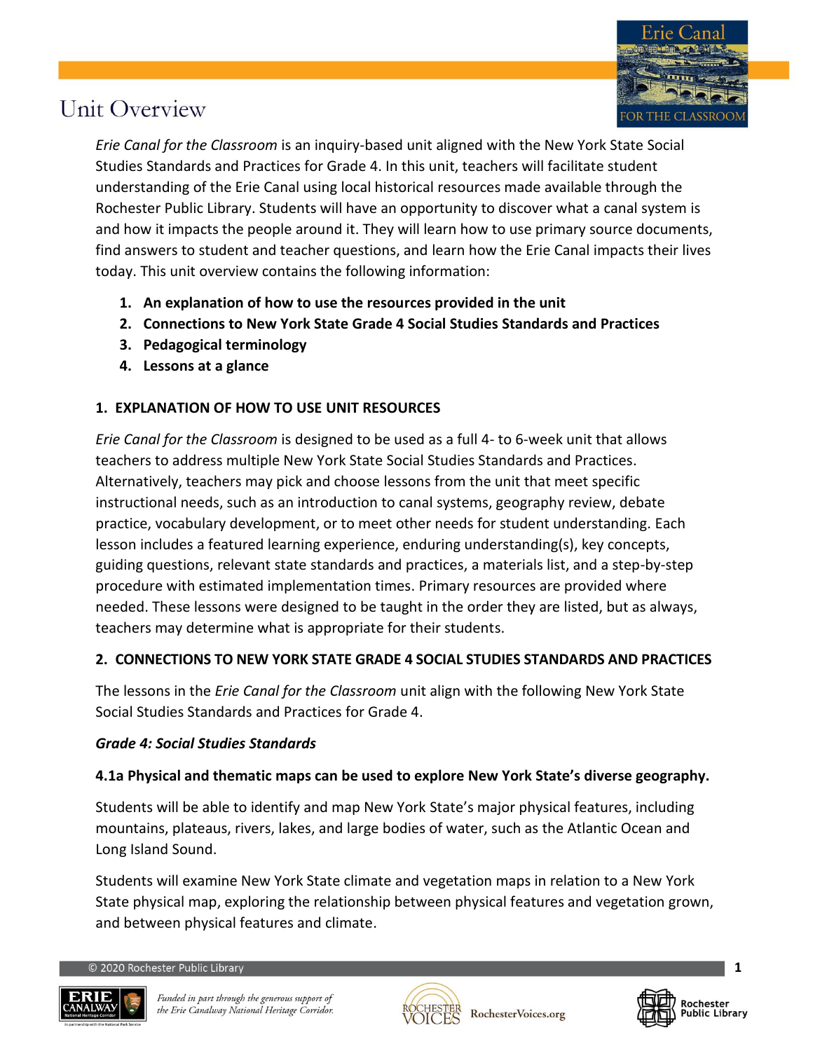# Unit Overview

*Erie Canal for the Classroom* is an inquiry-based unit aligned with the New York State Social Studies Standards and Practices for Grade 4. In this unit, teachers will facilitate student understanding of the Erie Canal using local historical resources made available through the Rochester Public Library. Students will have an opportunity to discover what a canal system is and how it impacts the people around it. They will learn how to use primary source documents, find answers to student and teacher questions, and learn how the Erie Canal impacts their lives today. This unit overview contains the following information:

1. **An explanation of how to use the resources provided in the unit**
2. **Connections to New York State Grade 4 Social Studies Standards and Practices**
3. **Pedagogical terminology**
4. **Lessons at a glance**

## 1. EXPLANATION OF HOW TO USE UNIT RESOURCES

*Erie Canal for the Classroom* is designed to be used as a full 4- to 6-week unit that allows teachers to address multiple New York State Social Studies Standards and Practices. Alternatively, teachers may pick and choose lessons from the unit that meet specific instructional needs, such as an introduction to canal systems, geography review, debate practice, vocabulary development, or to meet other needs for student understanding. Each lesson includes a featured learning experience, enduring understanding(s), key concepts, guiding questions, relevant state standards and practices, a materials list, and a step-by-step procedure with estimated implementation times. Primary resources are provided where needed. These lessons were designed to be taught in the order they are listed, but as always, teachers may determine what is appropriate for their students.

## 2. CONNECTIONS TO NEW YORK STATE GRADE 4 SOCIAL STUDIES STANDARDS AND PRACTICES

The lessons in the *Erie Canal for the Classroom* unit align with the following New York State Social Studies Standards and Practices for Grade 4.

### *Grade 4: Social Studies Standards*

**4.1a Physical and thematic maps can be used to explore New York State's diverse geography.**

Students will be able to identify and map New York State's major physical features, including mountains, plateaus, rivers, lakes, and large bodies of water, such as the Atlantic Ocean and Long Island Sound.

Students will examine New York State climate and vegetation maps in relation to a New York State physical map, exploring the relationship between physical features and vegetation grown, and between physical features and climate.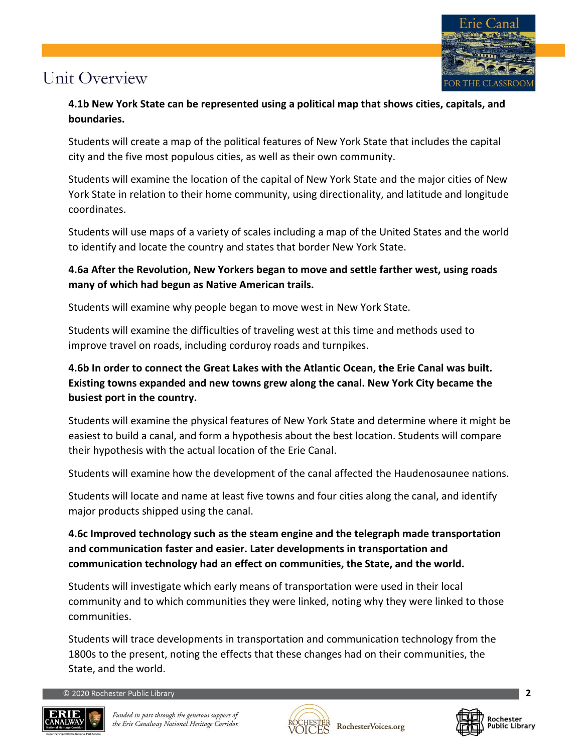# Unit Overview

**4.1b New York State can be represented using a political map that shows cities, capitals, and boundaries.**

Students will create a map of the political features of New York State that includes the capital city and the five most populous cities, as well as their own community.

Students will examine the location of the capital of New York State and the major cities of New York State in relation to their home community, using directionality, and latitude and longitude coordinates.

Students will use maps of a variety of scales including a map of the United States and the world to identify and locate the country and states that border New York State.

**4.6a After the Revolution, New Yorkers began to move and settle farther west, using roads many of which had begun as Native American trails.**

Students will examine why people began to move west in New York State.

Students will examine the difficulties of traveling west at this time and methods used to improve travel on roads, including corduroy roads and turnpikes.

**4.6b In order to connect the Great Lakes with the Atlantic Ocean, the Erie Canal was built. Existing towns expanded and new towns grew along the canal. New York City became the busiest port in the country.**

Students will examine the physical features of New York State and determine where it might be easiest to build a canal, and form a hypothesis about the best location. Students will compare their hypothesis with the actual location of the Erie Canal.

Students will examine how the development of the canal affected the Haudenosaunee nations.

Students will locate and name at least five towns and four cities along the canal, and identify major products shipped using the canal.

**4.6c Improved technology such as the steam engine and the telegraph made transportation and communication faster and easier. Later developments in transportation and communication technology had an effect on communities, the State, and the world.**

Students will investigate which early means of transportation were used in their local community and to which communities they were linked, noting why they were linked to those communities.

Students will trace developments in transportation and communication technology from the 1800s to the present, noting the effects that these changes had on their communities, the State, and the world.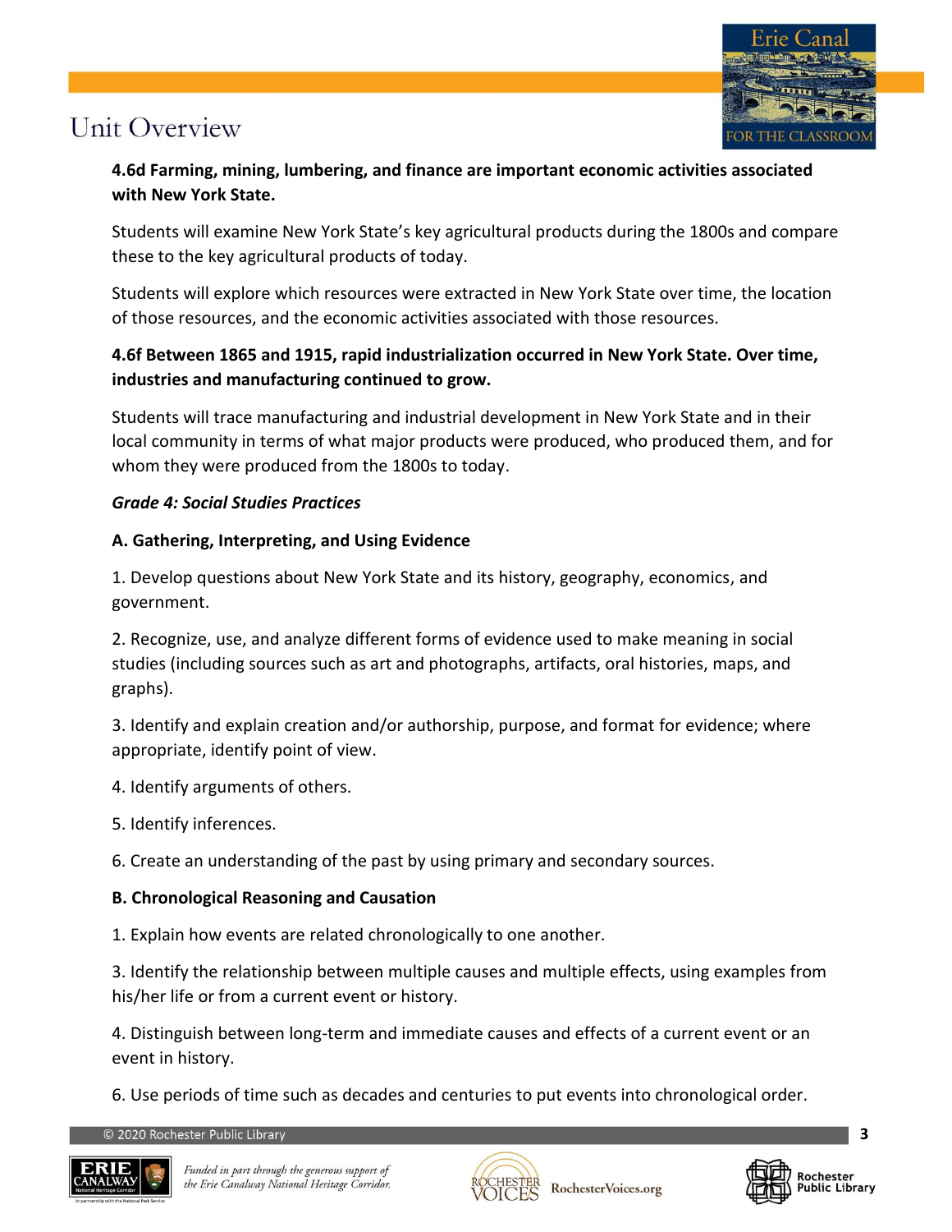# Unit Overview

**4.6d Farming, mining, lumbering, and finance are important economic activities associated with New York State.**

Students will examine New York State's key agricultural products during the 1800s and compare these to the key agricultural products of today.

Students will explore which resources were extracted in New York State over time, the location of those resources, and the economic activities associated with those resources.

**4.6f Between 1865 and 1915, rapid industrialization occurred in New York State. Over time, industries and manufacturing continued to grow.**

Students will trace manufacturing and industrial development in New York State and in their local community in terms of what major products were produced, who produced them, and for whom they were produced from the 1800s to today.

***Grade 4: Social Studies Practices***

**A. Gathering, Interpreting, and Using Evidence**

1. Develop questions about New York State and its history, geography, economics, and government.

2. Recognize, use, and analyze different forms of evidence used to make meaning in social studies (including sources such as art and photographs, artifacts, oral histories, maps, and graphs).

3. Identify and explain creation and/or authorship, purpose, and format for evidence; where appropriate, identify point of view.

4. Identify arguments of others.

5. Identify inferences.

6. Create an understanding of the past by using primary and secondary sources.

**B. Chronological Reasoning and Causation**

1. Explain how events are related chronologically to one another.

3. Identify the relationship between multiple causes and multiple effects, using examples from his/her life or from a current event or history.

4. Distinguish between long-term and immediate causes and effects of a current event or an event in history.

6. Use periods of time such as decades and centuries to put events into chronological order.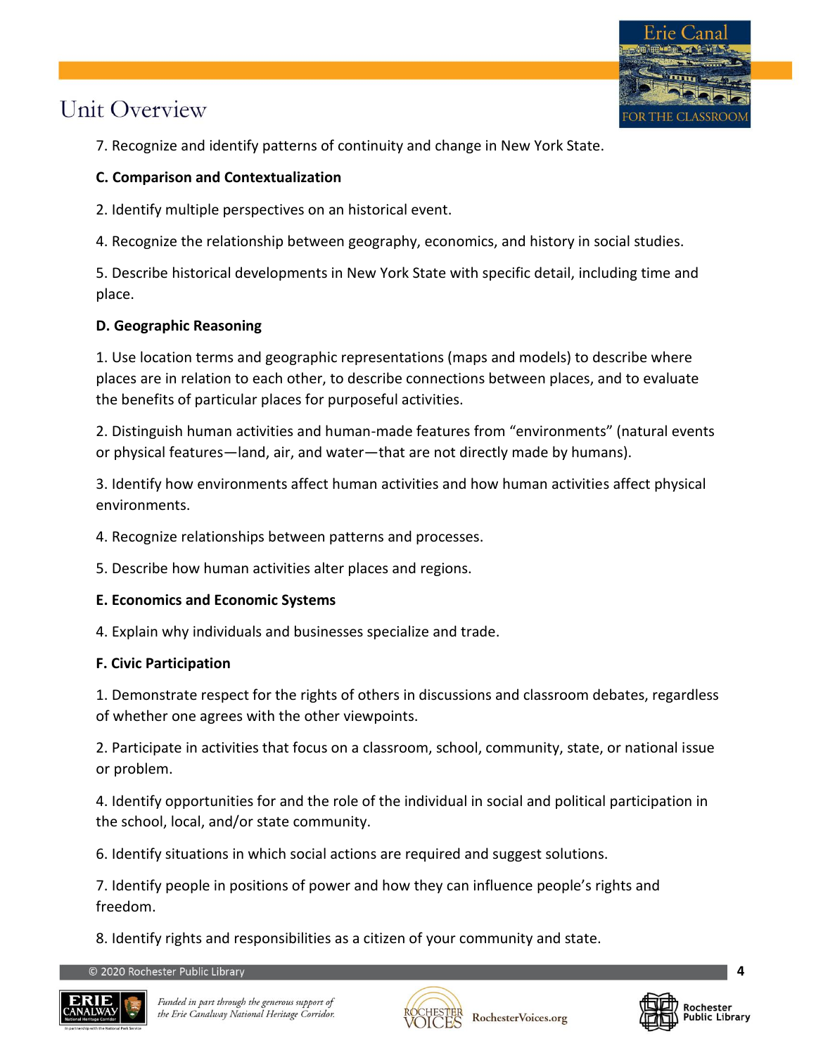7. Recognize and identify patterns of continuity and change in New York State.

**C. Comparison and Contextualization**

2. Identify multiple perspectives on an historical event.

4. Recognize the relationship between geography, economics, and history in social studies.

5. Describe historical developments in New York State with specific detail, including time and place.

**D. Geographic Reasoning**

1. Use location terms and geographic representations (maps and models) to describe where places are in relation to each other, to describe connections between places, and to evaluate the benefits of particular places for purposeful activities.

2. Distinguish human activities and human-made features from "environments" (natural events or physical features—land, air, and water—that are not directly made by humans).

3. Identify how environments affect human activities and how human activities affect physical environments.

4. Recognize relationships between patterns and processes.

5. Describe how human activities alter places and regions.

**E. Economics and Economic Systems**

4. Explain why individuals and businesses specialize and trade.

**F. Civic Participation**

1. Demonstrate respect for the rights of others in discussions and classroom debates, regardless of whether one agrees with the other viewpoints.

2. Participate in activities that focus on a classroom, school, community, state, or national issue or problem.

4. Identify opportunities for and the role of the individual in social and political participation in the school, local, and/or state community.

6. Identify situations in which social actions are required and suggest solutions.

7. Identify people in positions of power and how they can influence people's rights and freedom.

8. Identify rights and responsibilities as a citizen of your community and state.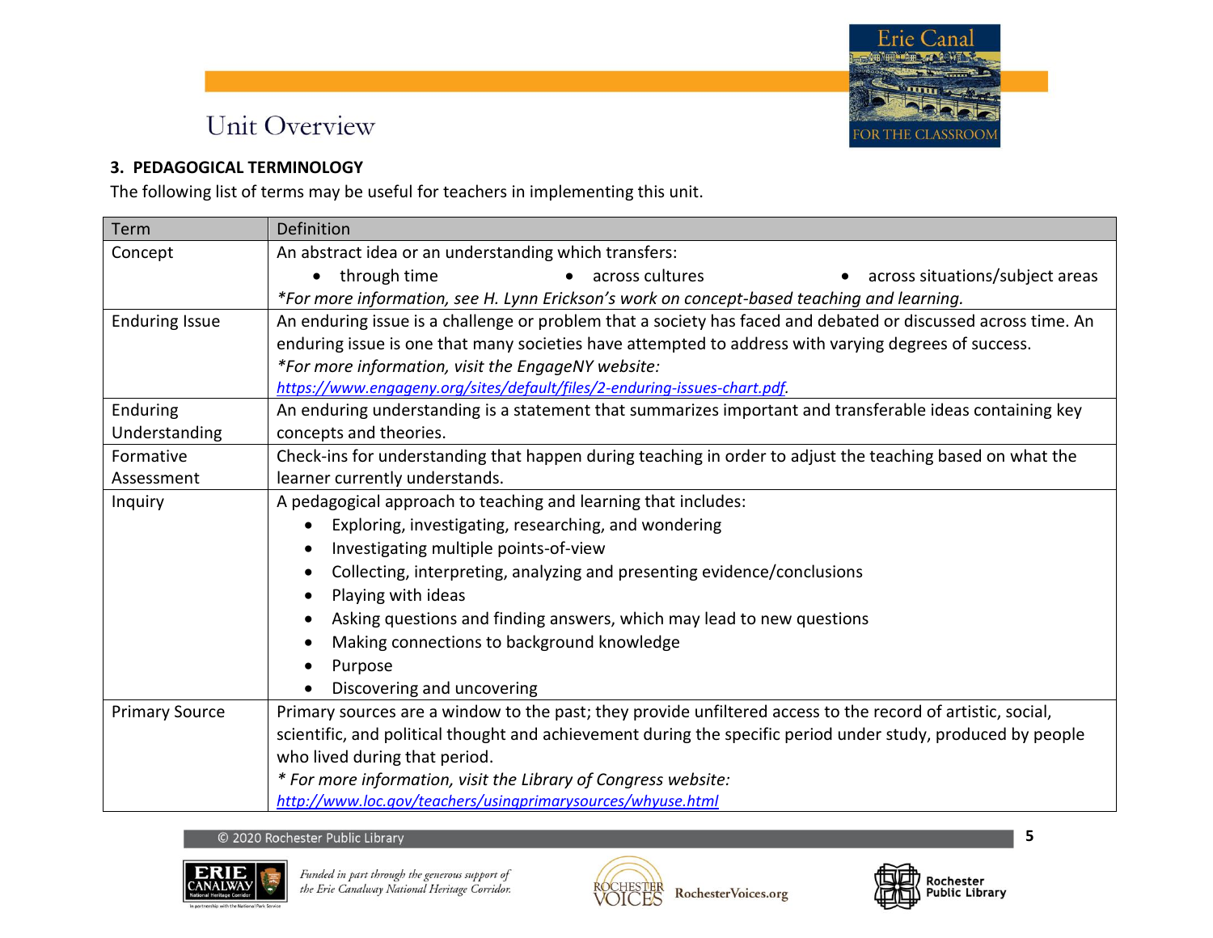## Unit Overview

### 3. PEDAGOGICAL TERMINOLOGY

The following list of terms may be useful for teachers in implementing this unit.

| Term | Definition |
|---|---|
| Concept | An abstract idea or an understanding which transfers: <br>• through time • across cultures • across situations/subject areas <br>*For more information, see H. Lynn Erickson's work on concept-based teaching and learning.* |
| Enduring Issue | An enduring issue is a challenge or problem that a society has faced and debated or discussed across time. An enduring issue is one that many societies have attempted to address with varying degrees of success. <br>*For more information, visit the EngageNY website: https://www.engageny.org/sites/default/files/2-enduring-issues-chart.pdf.* |
| Enduring Understanding | An enduring understanding is a statement that summarizes important and transferable ideas containing key concepts and theories. |
| Formative Assessment | Check-ins for understanding that happen during teaching in order to adjust the teaching based on what the learner currently understands. |
| Inquiry | A pedagogical approach to teaching and learning that includes: <br>• Exploring, investigating, researching, and wondering <br>• Investigating multiple points-of-view <br>• Collecting, interpreting, analyzing and presenting evidence/conclusions <br>• Playing with ideas <br>• Asking questions and finding answers, which may lead to new questions <br>• Making connections to background knowledge <br>• Purpose <br>• Discovering and uncovering |
| Primary Source | Primary sources are a window to the past; they provide unfiltered access to the record of artistic, social, scientific, and political thought and achievement during the specific period under study, produced by people who lived during that period. <br>*For more information, visit the Library of Congress website: http://www.loc.gov/teachers/usingprimarysources/whyuse.html* |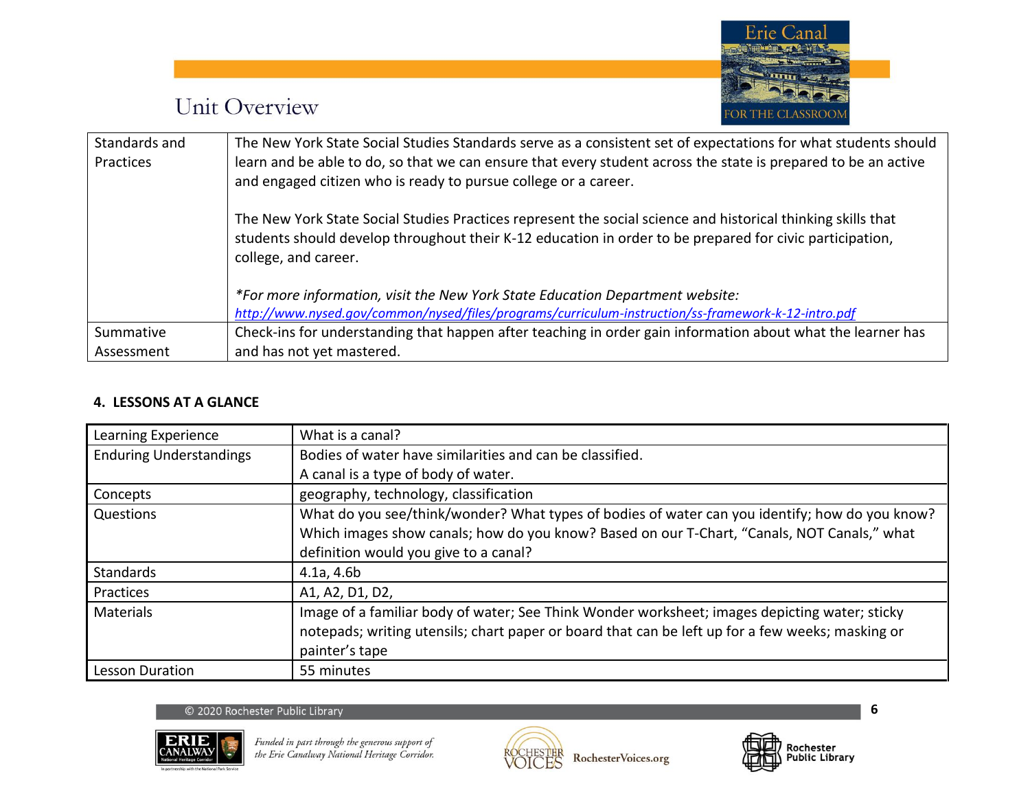## Unit Overview

| Standards and Practices | The New York State Social Studies Standards serve as a consistent set of expectations for what students should learn and be able to do, so that we can ensure that every student across the state is prepared to be an active and engaged citizen who is ready to pursue college or a career.<br><br>The New York State Social Studies Practices represent the social science and historical thinking skills that students should develop throughout their K-12 education in order to be prepared for civic participation, college, and career.<br><br>*\*For more information, visit the New York State Education Department website:* [http://www.nysed.gov/common/nysed/files/programs/curriculum-instruction/ss-framework-k-12-intro.pdf](http://www.nysed.gov/common/nysed/files/programs/curriculum-instruction/ss-framework-k-12-intro.pdf) |
|---|---|
| Summative Assessment | Check-ins for understanding that happen after teaching in order gain information about what the learner has and has not yet mastered. |

**4. LESSONS AT A GLANCE**

| Learning Experience | What is a canal? |
|---|---|
| Enduring Understandings | Bodies of water have similarities and can be classified.<br>A canal is a type of body of water. |
| Concepts | geography, technology, classification |
| Questions | What do you see/think/wonder? What types of bodies of water can you identify; how do you know? Which images show canals; how do you know? Based on our T-Chart, "Canals, NOT Canals," what definition would you give to a canal? |
| Standards | 4.1a, 4.6b |
| Practices | A1, A2, D1, D2, |
| Materials | Image of a familiar body of water; See Think Wonder worksheet; images depicting water; sticky notepads; writing utensils; chart paper or board that can be left up for a few weeks; masking or painter's tape |
| Lesson Duration | 55 minutes |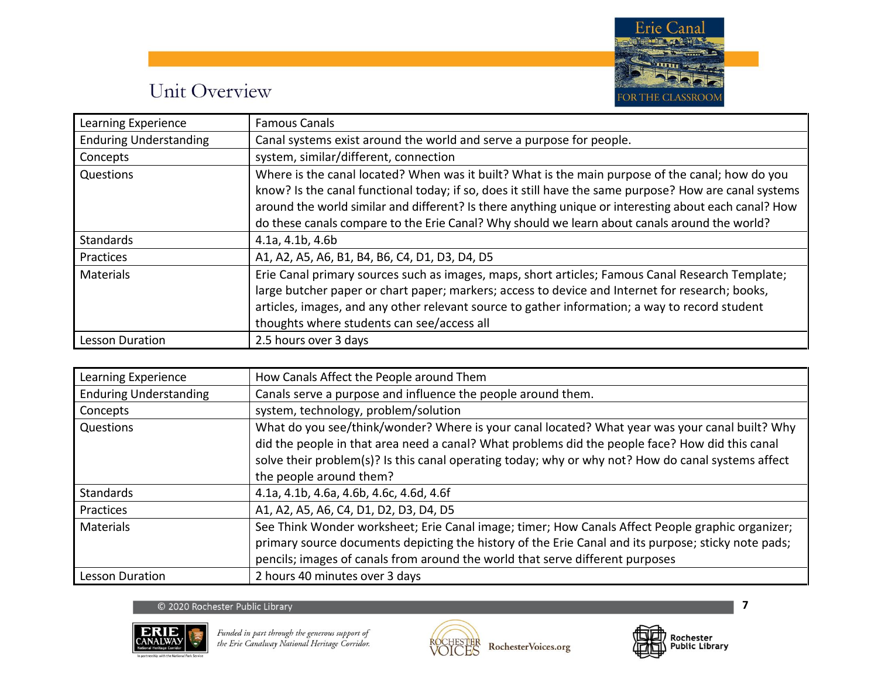## Unit Overview

| Learning Experience | Famous Canals |
|---|---|
| Enduring Understanding | Canal systems exist around the world and serve a purpose for people. |
| Concepts | system, similar/different, connection |
| Questions | Where is the canal located? When was it built? What is the main purpose of the canal; how do you know? Is the canal functional today; if so, does it still have the same purpose? How are canal systems around the world similar and different? Is there anything unique or interesting about each canal? How do these canals compare to the Erie Canal? Why should we learn about canals around the world? |
| Standards | 4.1a, 4.1b, 4.6b |
| Practices | A1, A2, A5, A6, B1, B4, B6, C4, D1, D3, D4, D5 |
| Materials | Erie Canal primary sources such as images, maps, short articles; Famous Canal Research Template; large butcher paper or chart paper; markers; access to device and Internet for research; books, articles, images, and any other relevant source to gather information; a way to record student thoughts where students can see/access all |
| Lesson Duration | 2.5 hours over 3 days |

| Learning Experience | How Canals Affect the People around Them |
|---|---|
| Enduring Understanding | Canals serve a purpose and influence the people around them. |
| Concepts | system, technology, problem/solution |
| Questions | What do you see/think/wonder? Where is your canal located? What year was your canal built? Why did the people in that area need a canal? What problems did the people face? How did this canal solve their problem(s)? Is this canal operating today; why or why not? How do canal systems affect the people around them? |
| Standards | 4.1a, 4.1b, 4.6a, 4.6b, 4.6c, 4.6d, 4.6f |
| Practices | A1, A2, A5, A6, C4, D1, D2, D3, D4, D5 |
| Materials | See Think Wonder worksheet; Erie Canal image; timer; How Canals Affect People graphic organizer; primary source documents depicting the history of the Erie Canal and its purpose; sticky note pads; pencils; images of canals from around the world that serve different purposes |
| Lesson Duration | 2 hours 40 minutes over 3 days |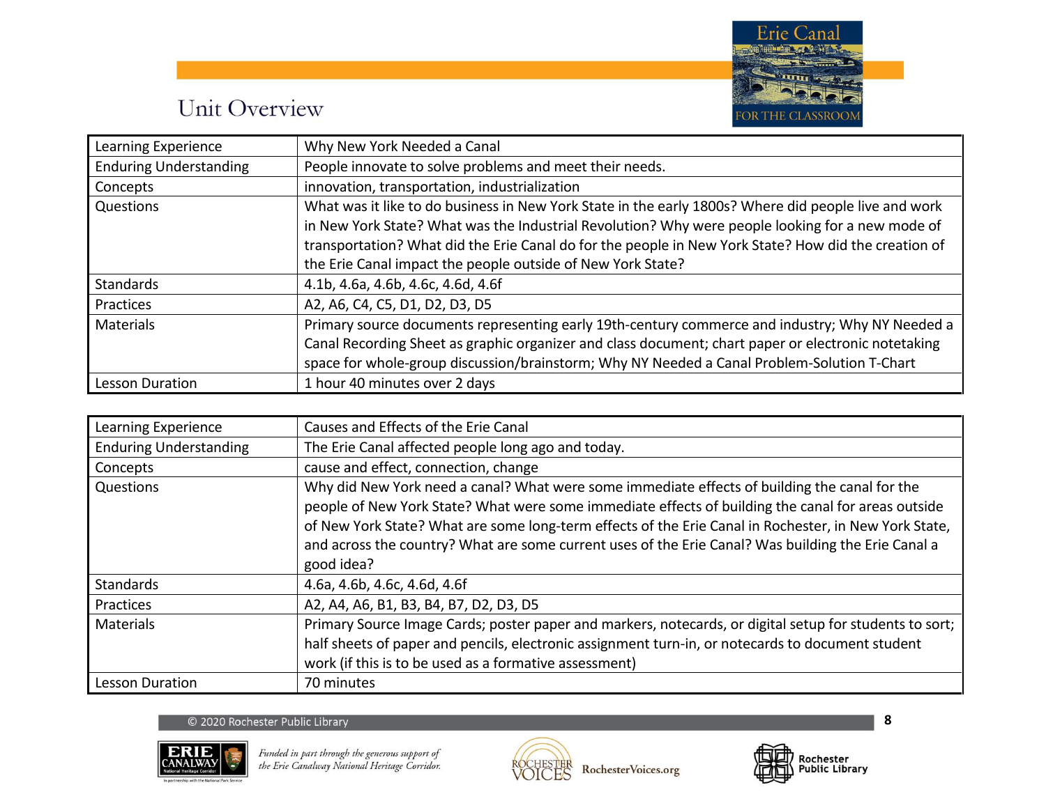## Unit Overview

| Learning Experience | Why New York Needed a Canal |
|---|---|
| Enduring Understanding | People innovate to solve problems and meet their needs. |
| Concepts | innovation, transportation, industrialization |
| Questions | What was it like to do business in New York State in the early 1800s? Where did people live and work in New York State? What was the Industrial Revolution? Why were people looking for a new mode of transportation? What did the Erie Canal do for the people in New York State? How did the creation of the Erie Canal impact the people outside of New York State? |
| Standards | 4.1b, 4.6a, 4.6b, 4.6c, 4.6d, 4.6f |
| Practices | A2, A6, C4, C5, D1, D2, D3, D5 |
| Materials | Primary source documents representing early 19th-century commerce and industry; Why NY Needed a Canal Recording Sheet as graphic organizer and class document; chart paper or electronic notetaking space for whole-group discussion/brainstorm; Why NY Needed a Canal Problem-Solution T-Chart |
| Lesson Duration | 1 hour 40 minutes over 2 days |

| Learning Experience | Causes and Effects of the Erie Canal |
|---|---|
| Enduring Understanding | The Erie Canal affected people long ago and today. |
| Concepts | cause and effect, connection, change |
| Questions | Why did New York need a canal? What were some immediate effects of building the canal for the people of New York State? What were some immediate effects of building the canal for areas outside of New York State? What are some long-term effects of the Erie Canal in Rochester, in New York State, and across the country? What are some current uses of the Erie Canal? Was building the Erie Canal a good idea? |
| Standards | 4.6a, 4.6b, 4.6c, 4.6d, 4.6f |
| Practices | A2, A4, A6, B1, B3, B4, B7, D2, D3, D5 |
| Materials | Primary Source Image Cards; poster paper and markers, notecards, or digital setup for students to sort; half sheets of paper and pencils, electronic assignment turn-in, or notecards to document student work (if this is to be used as a formative assessment) |
| Lesson Duration | 70 minutes |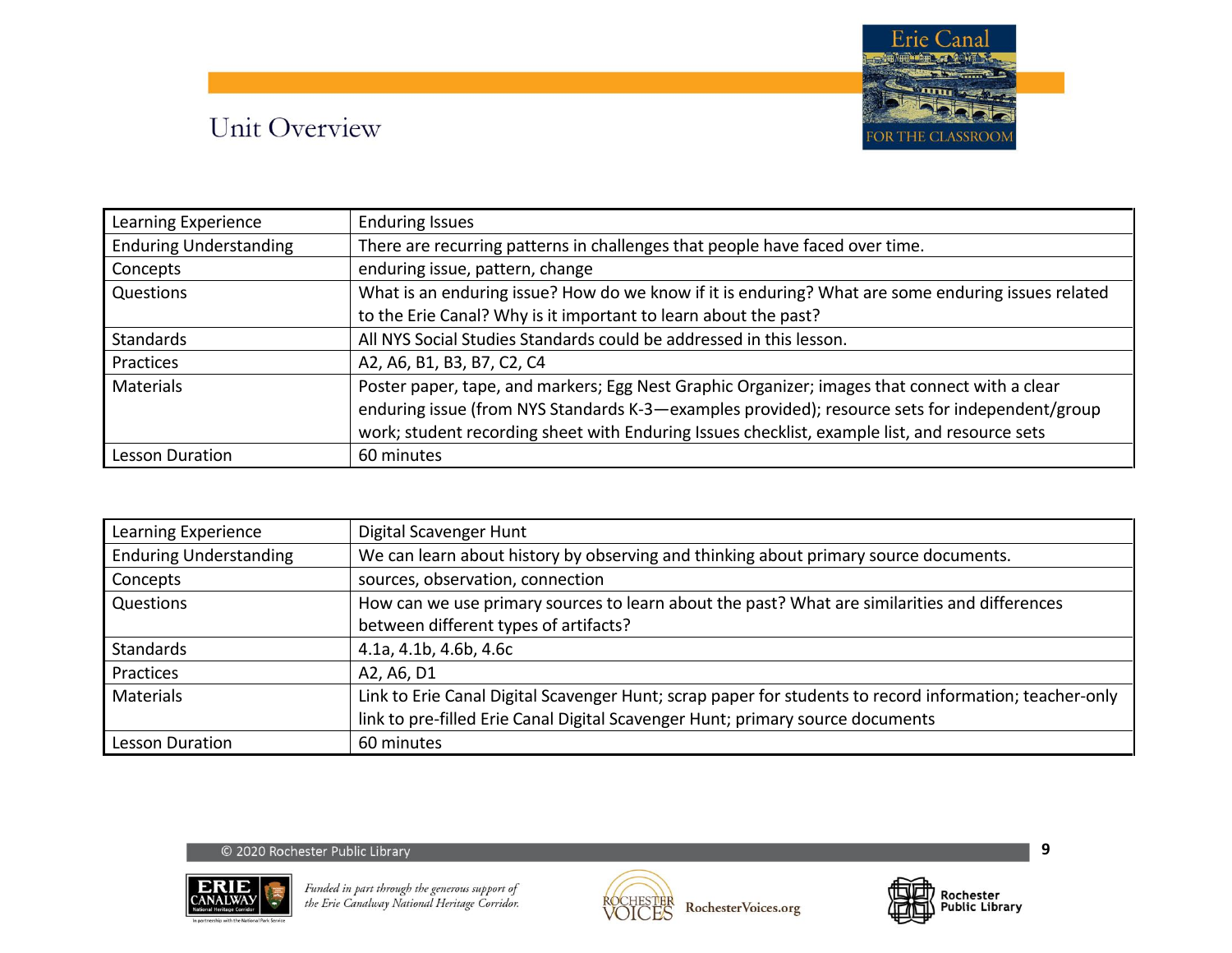# Unit Overview

| Learning Experience | Enduring Issues |
|---|---|
| Enduring Understanding | There are recurring patterns in challenges that people have faced over time. |
| Concepts | enduring issue, pattern, change |
| Questions | What is an enduring issue? How do we know if it is enduring? What are some enduring issues related to the Erie Canal? Why is it important to learn about the past? |
| Standards | All NYS Social Studies Standards could be addressed in this lesson. |
| Practices | A2, A6, B1, B3, B7, C2, C4 |
| Materials | Poster paper, tape, and markers; Egg Nest Graphic Organizer; images that connect with a clear enduring issue (from NYS Standards K-3—examples provided); resource sets for independent/group work; student recording sheet with Enduring Issues checklist, example list, and resource sets |
| Lesson Duration | 60 minutes |

| Learning Experience | Digital Scavenger Hunt |
|---|---|
| Enduring Understanding | We can learn about history by observing and thinking about primary source documents. |
| Concepts | sources, observation, connection |
| Questions | How can we use primary sources to learn about the past? What are similarities and differences between different types of artifacts? |
| Standards | 4.1a, 4.1b, 4.6b, 4.6c |
| Practices | A2, A6, D1 |
| Materials | Link to Erie Canal Digital Scavenger Hunt; scrap paper for students to record information; teacher-only link to pre-filled Erie Canal Digital Scavenger Hunt; primary source documents |
| Lesson Duration | 60 minutes |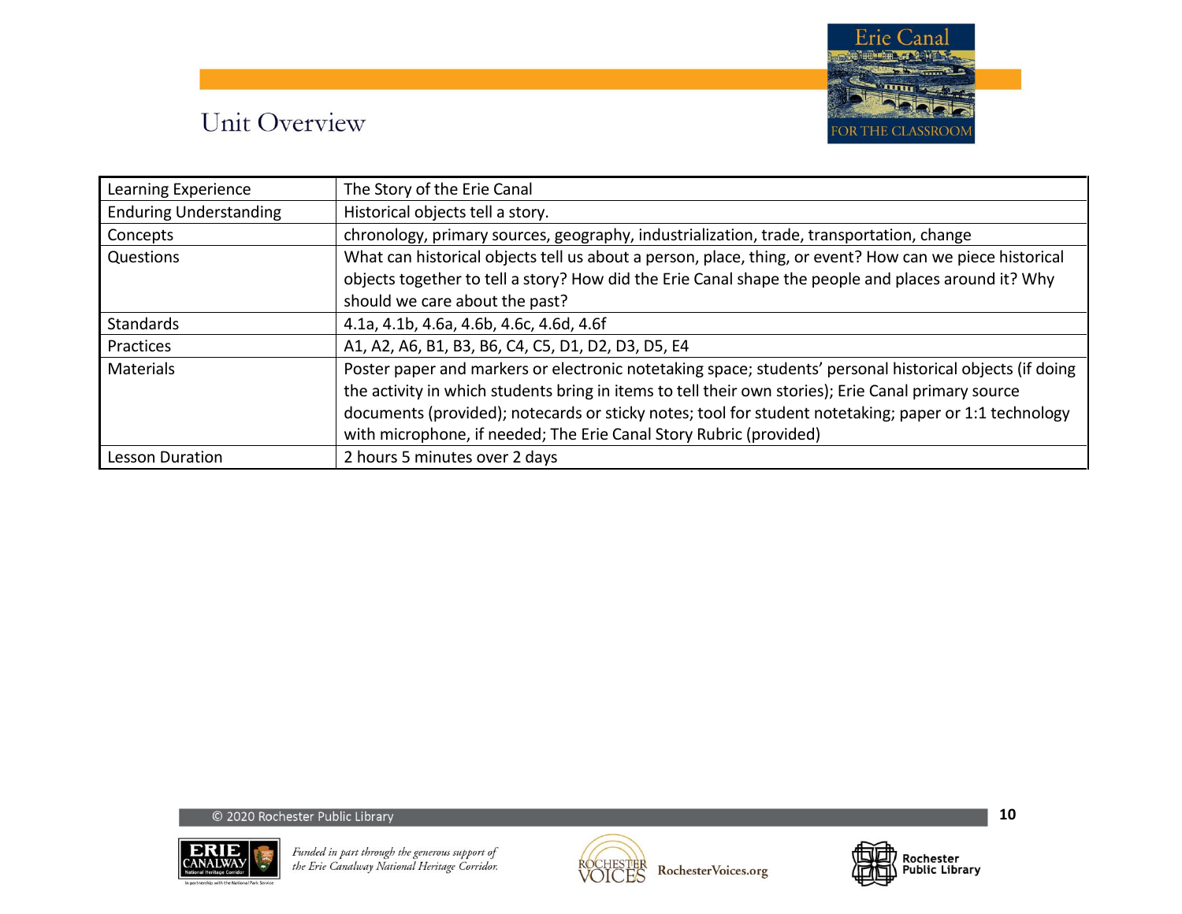# Unit Overview

| Learning Experience | The Story of the Erie Canal |
|---|---|
| Enduring Understanding | Historical objects tell a story. |
| Concepts | chronology, primary sources, geography, industrialization, trade, transportation, change |
| Questions | What can historical objects tell us about a person, place, thing, or event? How can we piece historical objects together to tell a story? How did the Erie Canal shape the people and places around it? Why should we care about the past? |
| Standards | 4.1a, 4.1b, 4.6a, 4.6b, 4.6c, 4.6d, 4.6f |
| Practices | A1, A2, A6, B1, B3, B6, C4, C5, D1, D2, D3, D5, E4 |
| Materials | Poster paper and markers or electronic notetaking space; students' personal historical objects (if doing the activity in which students bring in items to tell their own stories); Erie Canal primary source documents (provided); notecards or sticky notes; tool for student notetaking; paper or 1:1 technology with microphone, if needed; The Erie Canal Story Rubric (provided) |
| Lesson Duration | 2 hours 5 minutes over 2 days |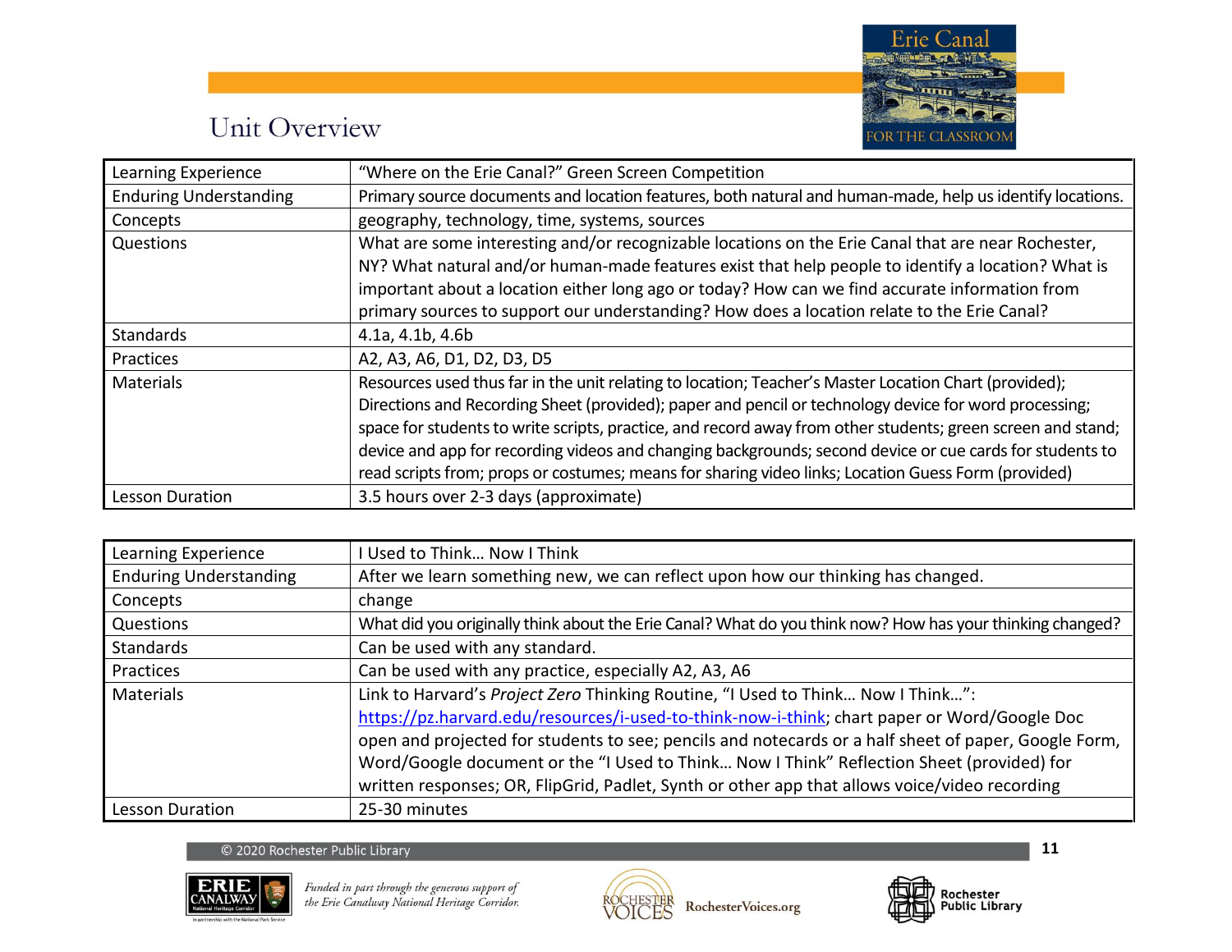# Unit Overview

| Learning Experience | "Where on the Erie Canal?" Green Screen Competition |
|---|---|
| Enduring Understanding | Primary source documents and location features, both natural and human-made, help us identify locations. |
| Concepts | geography, technology, time, systems, sources |
| Questions | What are some interesting and/or recognizable locations on the Erie Canal that are near Rochester, NY? What natural and/or human-made features exist that help people to identify a location? What is important about a location either long ago or today? How can we find accurate information from primary sources to support our understanding? How does a location relate to the Erie Canal? |
| Standards | 4.1a, 4.1b, 4.6b |
| Practices | A2, A3, A6, D1, D2, D3, D5 |
| Materials | Resources used thus far in the unit relating to location; Teacher's Master Location Chart (provided); Directions and Recording Sheet (provided); paper and pencil or technology device for word processing; space for students to write scripts, practice, and record away from other students; green screen and stand; device and app for recording videos and changing backgrounds; second device or cue cards for students to read scripts from; props or costumes; means for sharing video links; Location Guess Form (provided) |
| Lesson Duration | 3.5 hours over 2-3 days (approximate) |

| Learning Experience | I Used to Think… Now I Think |
|---|---|
| Enduring Understanding | After we learn something new, we can reflect upon how our thinking has changed. |
| Concepts | change |
| Questions | What did you originally think about the Erie Canal? What do you think now? How has your thinking changed? |
| Standards | Can be used with any standard. |
| Practices | Can be used with any practice, especially A2, A3, A6 |
| Materials | Link to Harvard's *Project Zero* Thinking Routine, "I Used to Think… Now I Think…": https://pz.harvard.edu/resources/i-used-to-think-now-i-think; chart paper or Word/Google Doc open and projected for students to see; pencils and notecards or a half sheet of paper, Google Form, Word/Google document or the "I Used to Think… Now I Think" Reflection Sheet (provided) for written responses; OR, FlipGrid, Padlet, Synth or other app that allows voice/video recording |
| Lesson Duration | 25-30 minutes |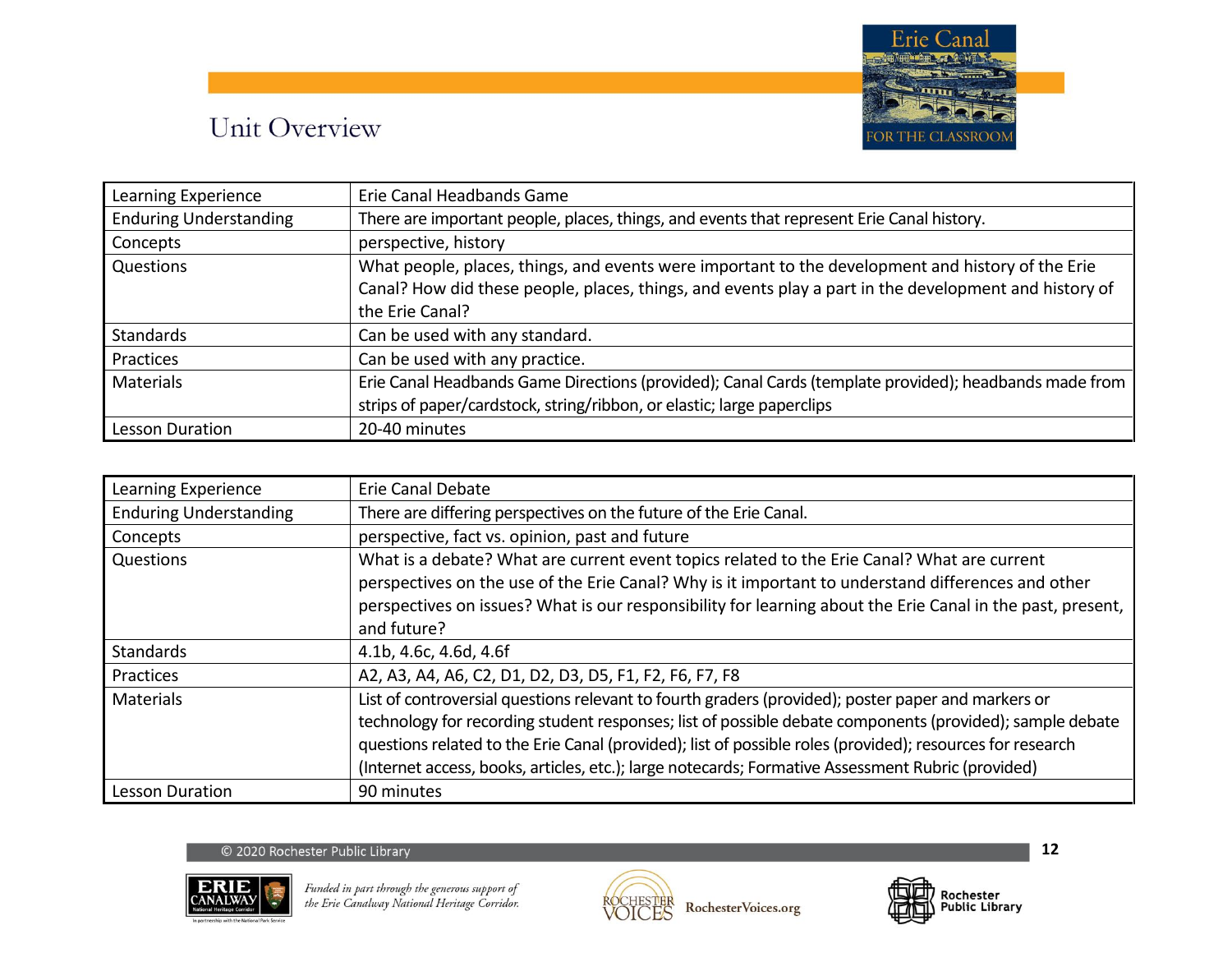## Unit Overview

| Learning Experience | Erie Canal Headbands Game |
|---|---|
| Enduring Understanding | There are important people, places, things, and events that represent Erie Canal history. |
| Concepts | perspective, history |
| Questions | What people, places, things, and events were important to the development and history of the Erie Canal? How did these people, places, things, and events play a part in the development and history of the Erie Canal? |
| Standards | Can be used with any standard. |
| Practices | Can be used with any practice. |
| Materials | Erie Canal Headbands Game Directions (provided); Canal Cards (template provided); headbands made from strips of paper/cardstock, string/ribbon, or elastic; large paperclips |
| Lesson Duration | 20-40 minutes |

| Learning Experience | Erie Canal Debate |
|---|---|
| Enduring Understanding | There are differing perspectives on the future of the Erie Canal. |
| Concepts | perspective, fact vs. opinion, past and future |
| Questions | What is a debate? What are current event topics related to the Erie Canal? What are current perspectives on the use of the Erie Canal? Why is it important to understand differences and other perspectives on issues? What is our responsibility for learning about the Erie Canal in the past, present, and future? |
| Standards | 4.1b, 4.6c, 4.6d, 4.6f |
| Practices | A2, A3, A4, A6, C2, D1, D2, D3, D5, F1, F2, F6, F7, F8 |
| Materials | List of controversial questions relevant to fourth graders (provided); poster paper and markers or technology for recording student responses; list of possible debate components (provided); sample debate questions related to the Erie Canal (provided); list of possible roles (provided); resources for research (Internet access, books, articles, etc.); large notecards; Formative Assessment Rubric (provided) |
| Lesson Duration | 90 minutes |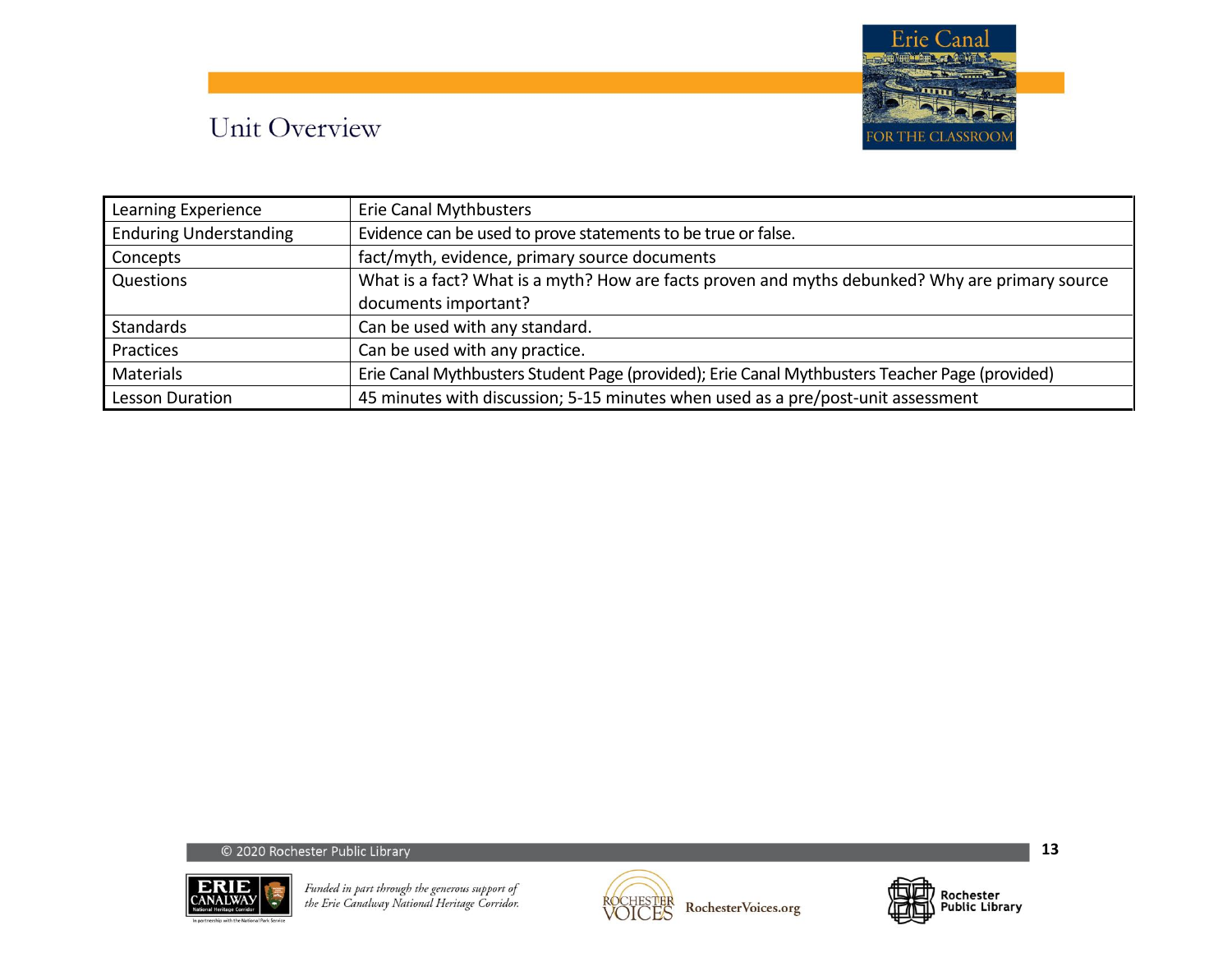# Unit Overview

| | |
|---|---|
| Learning Experience | Erie Canal Mythbusters |
| Enduring Understanding | Evidence can be used to prove statements to be true or false. |
| Concepts | fact/myth, evidence, primary source documents |
| Questions | What is a fact? What is a myth? How are facts proven and myths debunked? Why are primary source documents important? |
| Standards | Can be used with any standard. |
| Practices | Can be used with any practice. |
| Materials | Erie Canal Mythbusters Student Page (provided); Erie Canal Mythbusters Teacher Page (provided) |
| Lesson Duration | 45 minutes with discussion; 5-15 minutes when used as a pre/post-unit assessment |

*Funded in part through the generous support of the Erie Canalway National Heritage Corridor.*